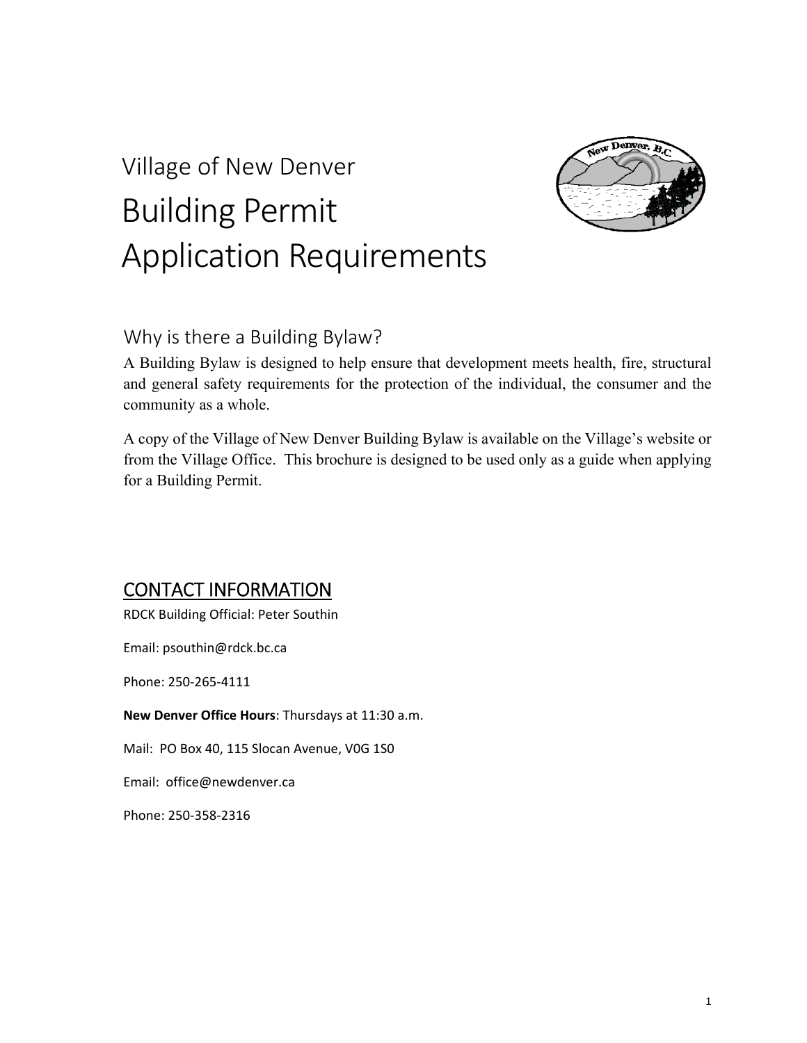Village of New Denver

# Building Permit Application Requirements

## Why is there a Building Bylaw?

A Building Bylaw is designed to help ensure that development meets health, fire, structural and general safety requirements for the protection of the individual, the consumer and the community as a whole.

A copy of the Village of New Denver Building Bylaw is available on the Village's website or from the Village Office. This brochure is designed to be used only as a guide when applying for a Building Permit.

## CONTACT INFORMATION

RDCK Building Official: Peter Southin

Email: psouthin@rdck.bc.ca

Phone: 250-265-4111

**New Denver Office Hours**: Thursdays at 11:30 a.m.

Mail: PO Box 40, 115 Slocan Avenue, V0G 1S0

Email: office@newdenver.ca

Phone: 250-358-2316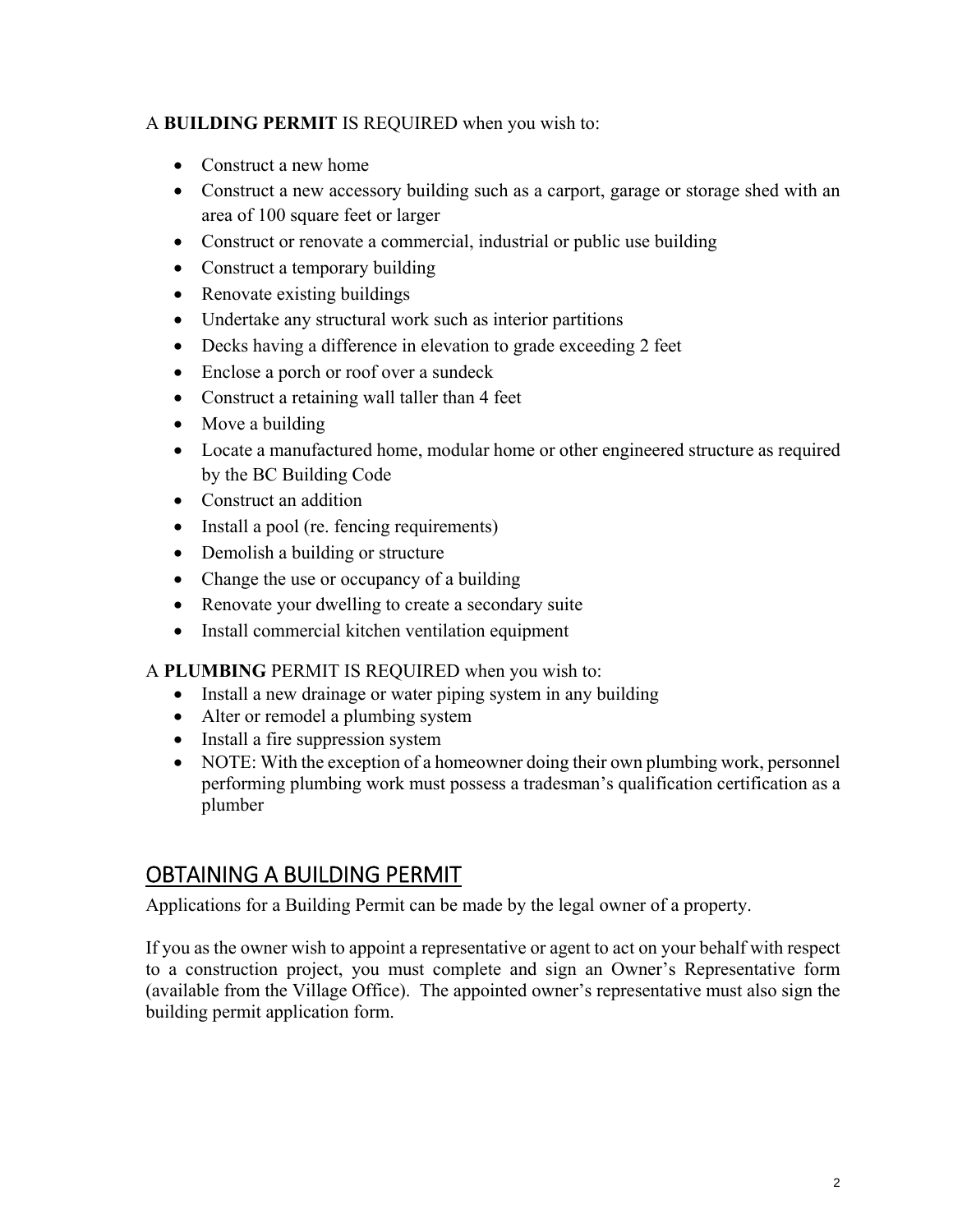A **BUILDING PERMIT** IS REQUIRED when you wish to:

- Construct a new home
- Construct a new accessory building such as a carport, garage or storage shed with an area of 100 square feet or larger
- Construct or renovate a commercial, industrial or public use building
- Construct a temporary building
- Renovate existing buildings
- Undertake any structural work such as interior partitions
- Decks having a difference in elevation to grade exceeding 2 feet
- Enclose a porch or roof over a sundeck
- Construct a retaining wall taller than 4 feet
- Move a building
- Locate a manufactured home, modular home or other engineered structure as required by the BC Building Code
- Construct an addition
- Install a pool (re. fencing requirements)
- Demolish a building or structure
- Change the use or occupancy of a building
- Renovate your dwelling to create a secondary suite
- Install commercial kitchen ventilation equipment

A **PLUMBING** PERMIT IS REQUIRED when you wish to:

- Install a new drainage or water piping system in any building
- Alter or remodel a plumbing system
- Install a fire suppression system
- NOTE: With the exception of a homeowner doing their own plumbing work, personnel performing plumbing work must possess a tradesman's qualification certification as a plumber

## OBTAINING A BUILDING PERMIT

Applications for a Building Permit can be made by the legal owner of a property.

If you as the owner wish to appoint a representative or agent to act on your behalf with respect to a construction project, you must complete and sign an Owner's Representative form (available from the Village Office). The appointed owner's representative must also sign the building permit application form.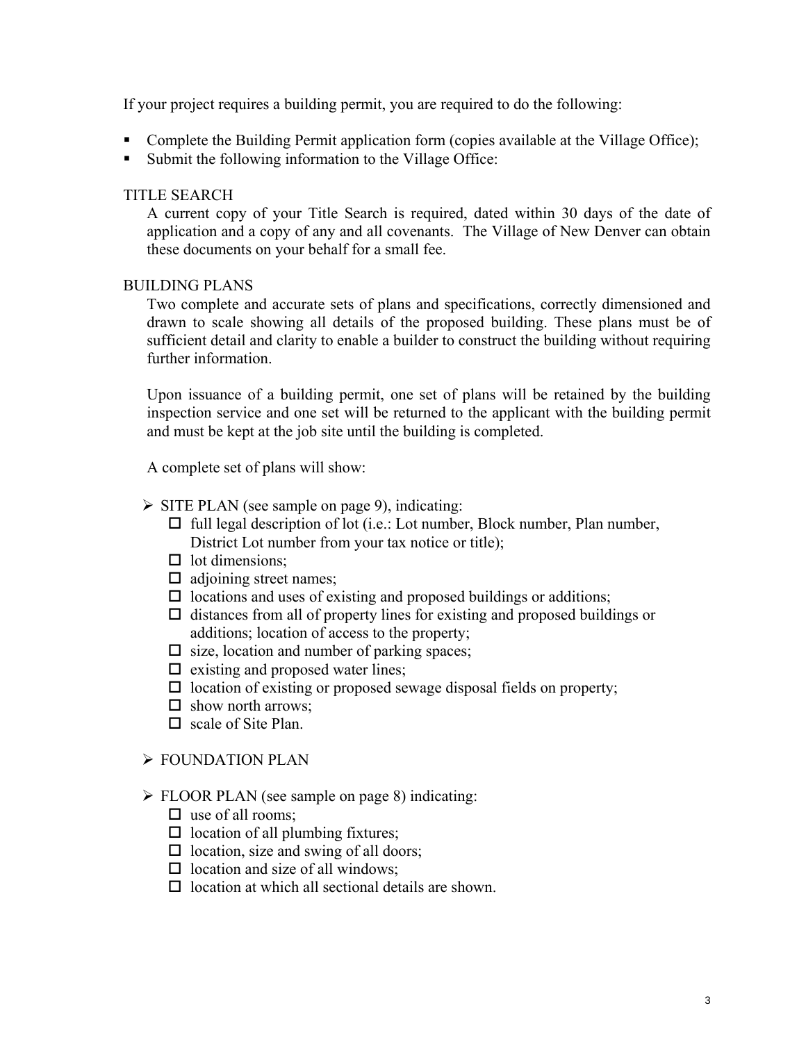If your project requires a building permit, you are required to do the following:

- Complete the Building Permit application form (copies available at the Village Office);
- Submit the following information to the Village Office:

TITLE SEARCH

A current copy of your Title Search is required, dated within 30 days of the date of application and a copy of any and all covenants. The Village of New Denver can obtain these documents on your behalf for a small fee.

BUILDING PLANS

Two complete and accurate sets of plans and specifications, correctly dimensioned and drawn to scale showing all details of the proposed building. These plans must be of sufficient detail and clarity to enable a builder to construct the building without requiring further information.

Upon issuance of a building permit, one set of plans will be retained by the building inspection service and one set will be returned to the applicant with the building permit and must be kept at the job site until the building is completed.

A complete set of plans will show:

- SITE PLAN (see sample on page 9), indicating:
  - ☐ full legal description of lot (i.e.: Lot number, Block number, Plan number, District Lot number from your tax notice or title);
  - ☐ lot dimensions;
  - ☐ adjoining street names;
  - ☐ locations and uses of existing and proposed buildings or additions;
  - ☐ distances from all of property lines for existing and proposed buildings or additions; location of access to the property;
  - ☐ size, location and number of parking spaces;
  - ☐ existing and proposed water lines;
  - ☐ location of existing or proposed sewage disposal fields on property;
  - ☐ show north arrows;
  - ☐ scale of Site Plan.
- FOUNDATION PLAN
- FLOOR PLAN (see sample on page 8) indicating:
  - ☐ use of all rooms;
  - ☐ location of all plumbing fixtures;
  - ☐ location, size and swing of all doors;
  - ☐ location and size of all windows;
  - ☐ location at which all sectional details are shown.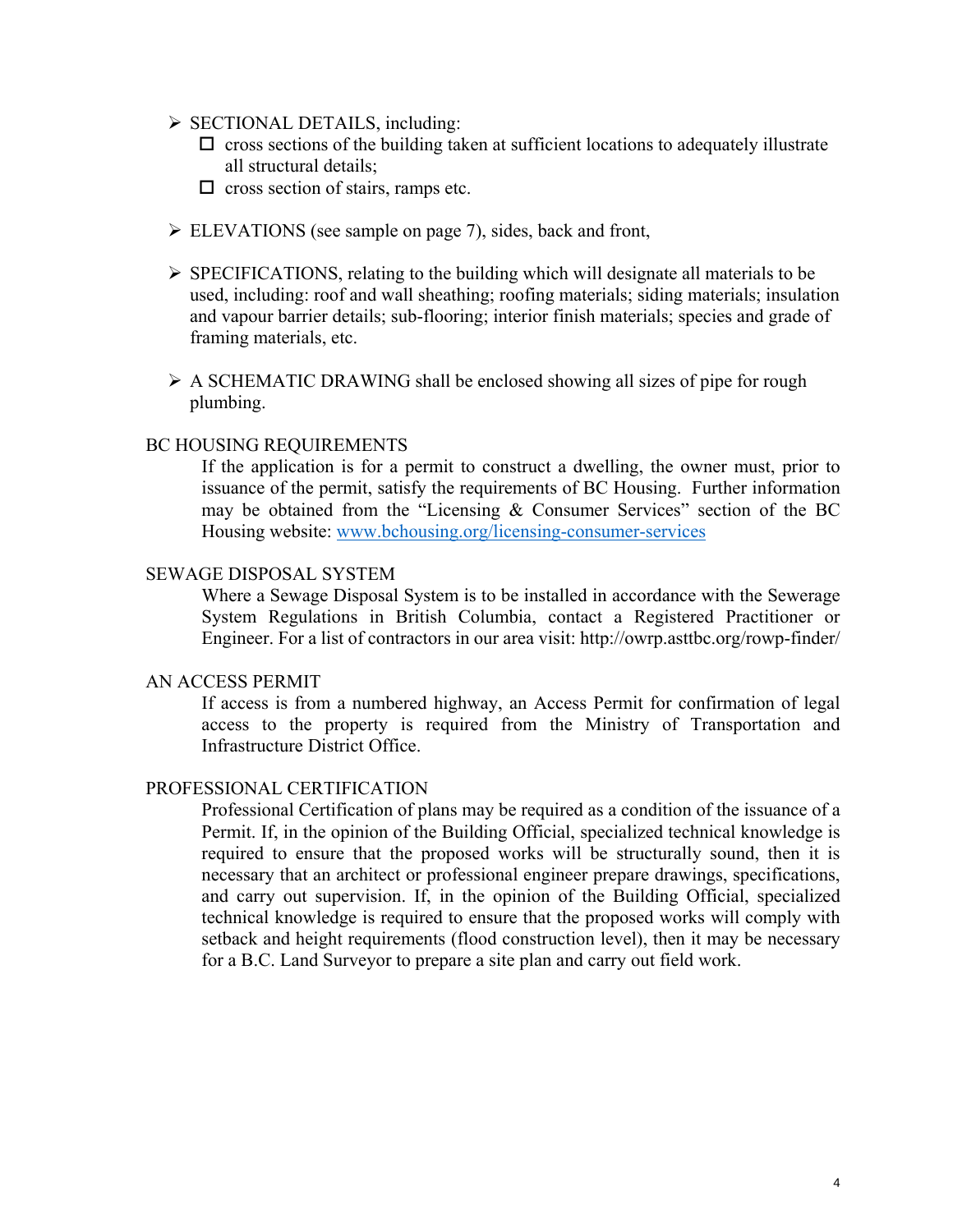- SECTIONAL DETAILS, including:
  - ☐ cross sections of the building taken at sufficient locations to adequately illustrate all structural details;
  - ☐ cross section of stairs, ramps etc.

- ELEVATIONS (see sample on page 7), sides, back and front,

- SPECIFICATIONS, relating to the building which will designate all materials to be used, including: roof and wall sheathing; roofing materials; siding materials; insulation and vapour barrier details; sub-flooring; interior finish materials; species and grade of framing materials, etc.

- A SCHEMATIC DRAWING shall be enclosed showing all sizes of pipe for rough plumbing.

BC HOUSING REQUIREMENTS

If the application is for a permit to construct a dwelling, the owner must, prior to issuance of the permit, satisfy the requirements of BC Housing. Further information may be obtained from the "Licensing & Consumer Services" section of the BC Housing website: [www.bchousing.org/licensing-consumer-services](http://www.bchousing.org/licensing-consumer-services)

SEWAGE DISPOSAL SYSTEM

Where a Sewage Disposal System is to be installed in accordance with the Sewerage System Regulations in British Columbia, contact a Registered Practitioner or Engineer. For a list of contractors in our area visit: http://owrp.asttbc.org/rowp-finder/

AN ACCESS PERMIT

If access is from a numbered highway, an Access Permit for confirmation of legal access to the property is required from the Ministry of Transportation and Infrastructure District Office.

PROFESSIONAL CERTIFICATION

Professional Certification of plans may be required as a condition of the issuance of a Permit. If, in the opinion of the Building Official, specialized technical knowledge is required to ensure that the proposed works will be structurally sound, then it is necessary that an architect or professional engineer prepare drawings, specifications, and carry out supervision. If, in the opinion of the Building Official, specialized technical knowledge is required to ensure that the proposed works will comply with setback and height requirements (flood construction level), then it may be necessary for a B.C. Land Surveyor to prepare a site plan and carry out field work.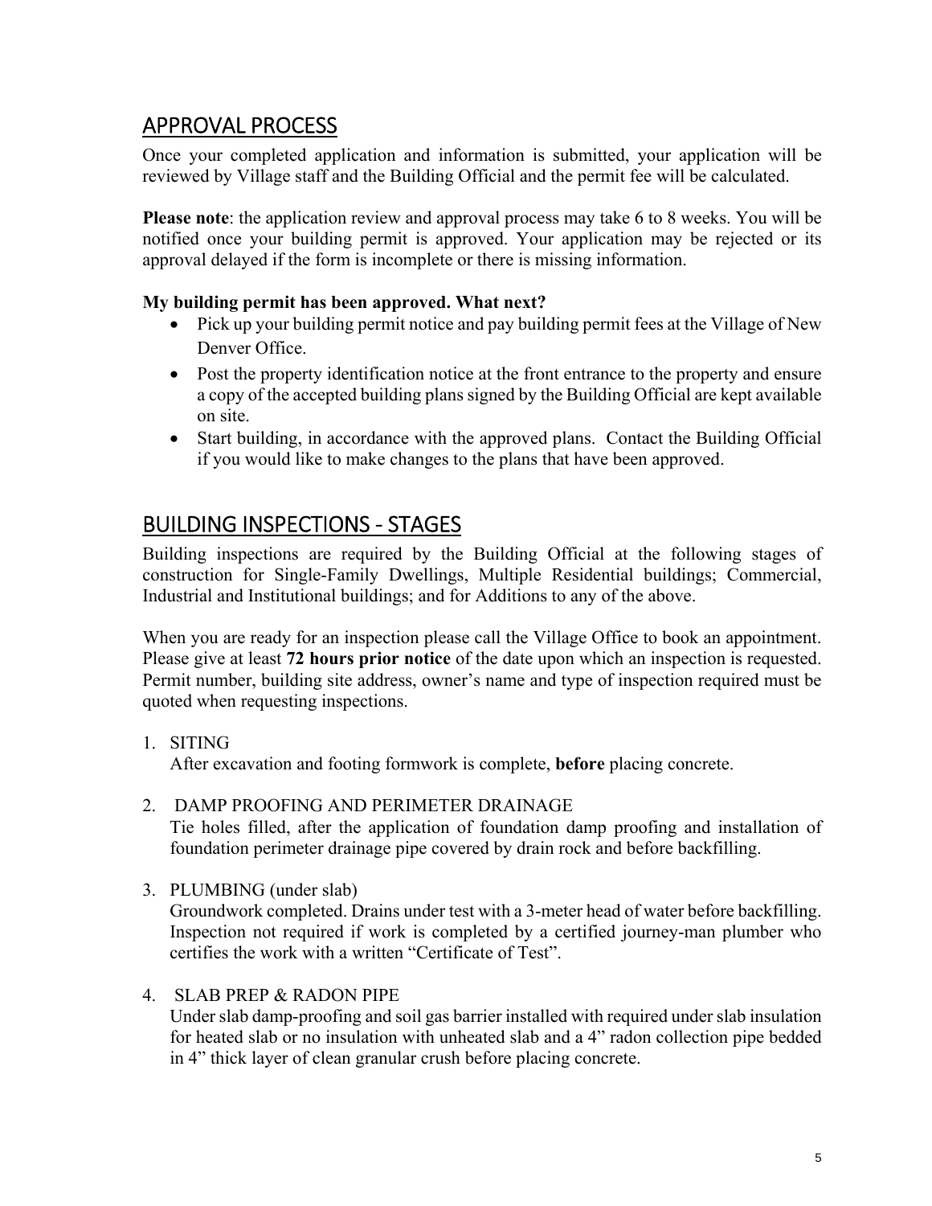## APPROVAL PROCESS

Once your completed application and information is submitted, your application will be reviewed by Village staff and the Building Official and the permit fee will be calculated.

**Please note**: the application review and approval process may take 6 to 8 weeks. You will be notified once your building permit is approved. Your application may be rejected or its approval delayed if the form is incomplete or there is missing information.

**My building permit has been approved. What next?**

- Pick up your building permit notice and pay building permit fees at the Village of New Denver Office.
- Post the property identification notice at the front entrance to the property and ensure a copy of the accepted building plans signed by the Building Official are kept available on site.
- Start building, in accordance with the approved plans. Contact the Building Official if you would like to make changes to the plans that have been approved.

## BUILDING INSPECTIONS - STAGES

Building inspections are required by the Building Official at the following stages of construction for Single-Family Dwellings, Multiple Residential buildings; Commercial, Industrial and Institutional buildings; and for Additions to any of the above.

When you are ready for an inspection please call the Village Office to book an appointment. Please give at least **72 hours prior notice** of the date upon which an inspection is requested. Permit number, building site address, owner's name and type of inspection required must be quoted when requesting inspections.

1. SITING
   After excavation and footing formwork is complete, **before** placing concrete.

2. DAMP PROOFING AND PERIMETER DRAINAGE
   Tie holes filled, after the application of foundation damp proofing and installation of foundation perimeter drainage pipe covered by drain rock and before backfilling.

3. PLUMBING (under slab)
   Groundwork completed. Drains under test with a 3-meter head of water before backfilling. Inspection not required if work is completed by a certified journey-man plumber who certifies the work with a written "Certificate of Test".

4. SLAB PREP & RADON PIPE
   Under slab damp-proofing and soil gas barrier installed with required under slab insulation for heated slab or no insulation with unheated slab and a 4" radon collection pipe bedded in 4" thick layer of clean granular crush before placing concrete.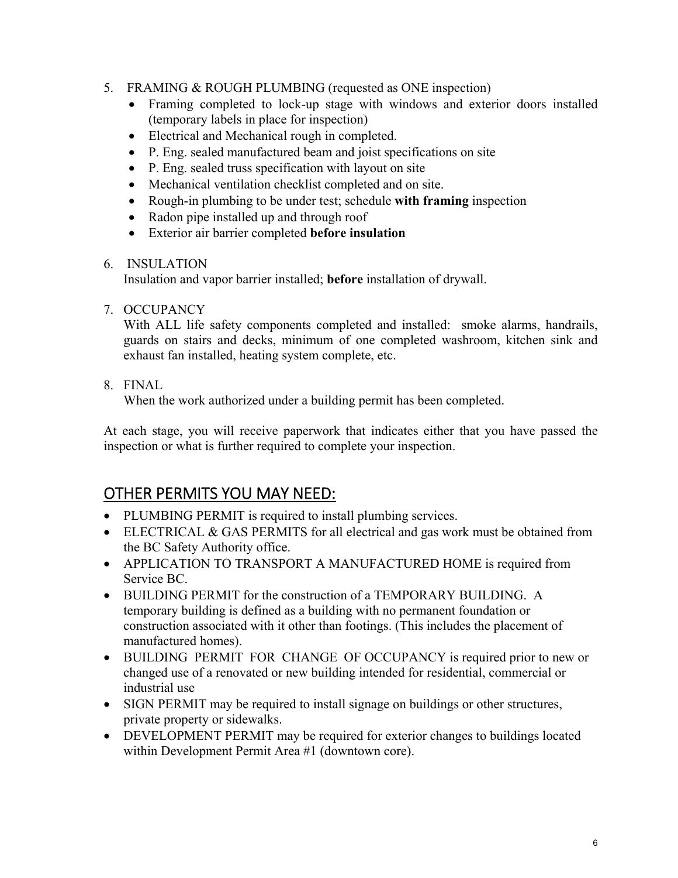5. FRAMING & ROUGH PLUMBING (requested as ONE inspection)
   - Framing completed to lock-up stage with windows and exterior doors installed (temporary labels in place for inspection)
   - Electrical and Mechanical rough in completed.
   - P. Eng. sealed manufactured beam and joist specifications on site
   - P. Eng. sealed truss specification with layout on site
   - Mechanical ventilation checklist completed and on site.
   - Rough-in plumbing to be under test; schedule **with framing** inspection
   - Radon pipe installed up and through roof
   - Exterior air barrier completed **before insulation**

6. INSULATION
   Insulation and vapor barrier installed; **before** installation of drywall.

7. OCCUPANCY
   With ALL life safety components completed and installed: smoke alarms, handrails, guards on stairs and decks, minimum of one completed washroom, kitchen sink and exhaust fan installed, heating system complete, etc.

8. FINAL
   When the work authorized under a building permit has been completed.

At each stage, you will receive paperwork that indicates either that you have passed the inspection or what is further required to complete your inspection.

## OTHER PERMITS YOU MAY NEED:

- PLUMBING PERMIT is required to install plumbing services.
- ELECTRICAL & GAS PERMITS for all electrical and gas work must be obtained from the BC Safety Authority office.
- APPLICATION TO TRANSPORT A MANUFACTURED HOME is required from Service BC.
- BUILDING PERMIT for the construction of a TEMPORARY BUILDING. A temporary building is defined as a building with no permanent foundation or construction associated with it other than footings. (This includes the placement of manufactured homes).
- BUILDING PERMIT FOR CHANGE OF OCCUPANCY is required prior to new or changed use of a renovated or new building intended for residential, commercial or industrial use
- SIGN PERMIT may be required to install signage on buildings or other structures, private property or sidewalks.
- DEVELOPMENT PERMIT may be required for exterior changes to buildings located within Development Permit Area #1 (downtown core).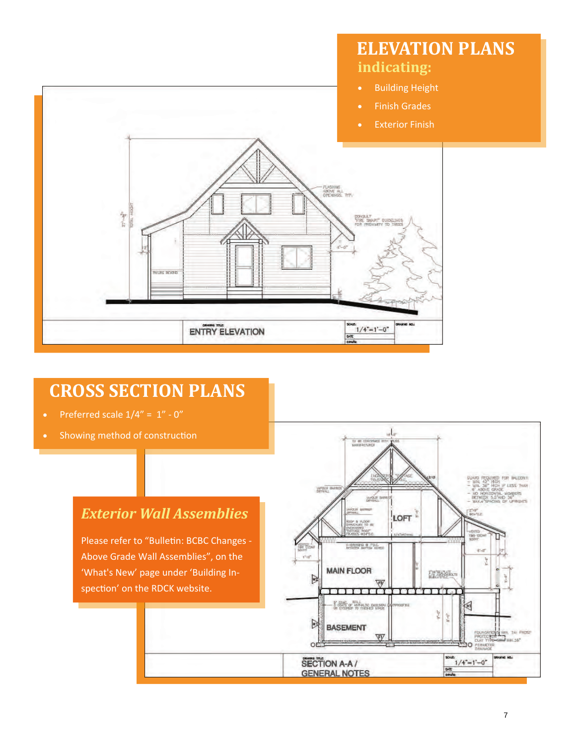## ELEVATION PLANS

### indicating:

- Building Height
- Finish Grades
- Exterior Finish

## CROSS SECTION PLANS

- Preferred scale 1/4" = 1" - 0"
- Showing method of construction

### *Exterior Wall Assemblies*

Please refer to "Bulletin: BCBC Changes - Above Grade Wall Assemblies", on the 'What's New' page under 'Building Inspection' on the RDCK website.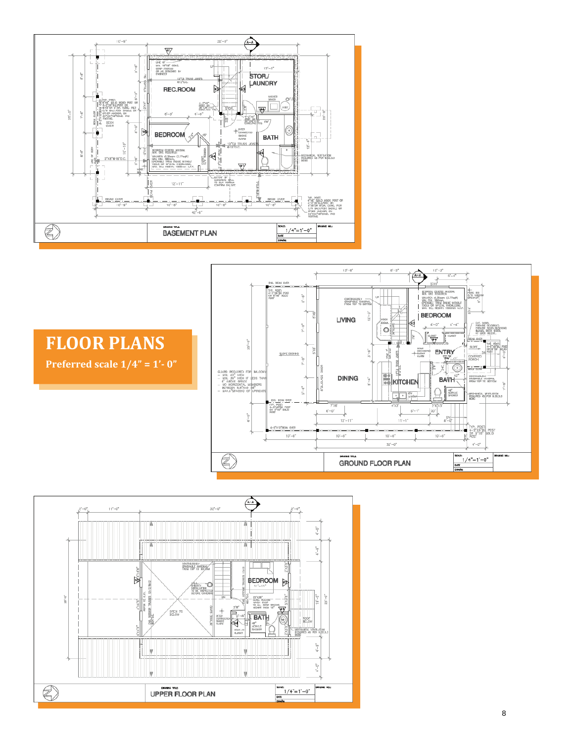# FLOOR PLANS

**Preferred scale 1/4" = 1'- 0"**

BASEMENT PLAN

SCALE: 1/4"=1'-0"

REC.ROOM

STOR/ LAUNDRY

BEDROOM

BATH

GROUND FLOOR PLAN

SCALE: 1/4"=1'-0"

LIVING

DINING

KITCHEN

BEDROOM

ENTRY

BATH

UPPER FLOOR PLAN

SCALE: 1/4"=1'-0"

BEDROOM

BATH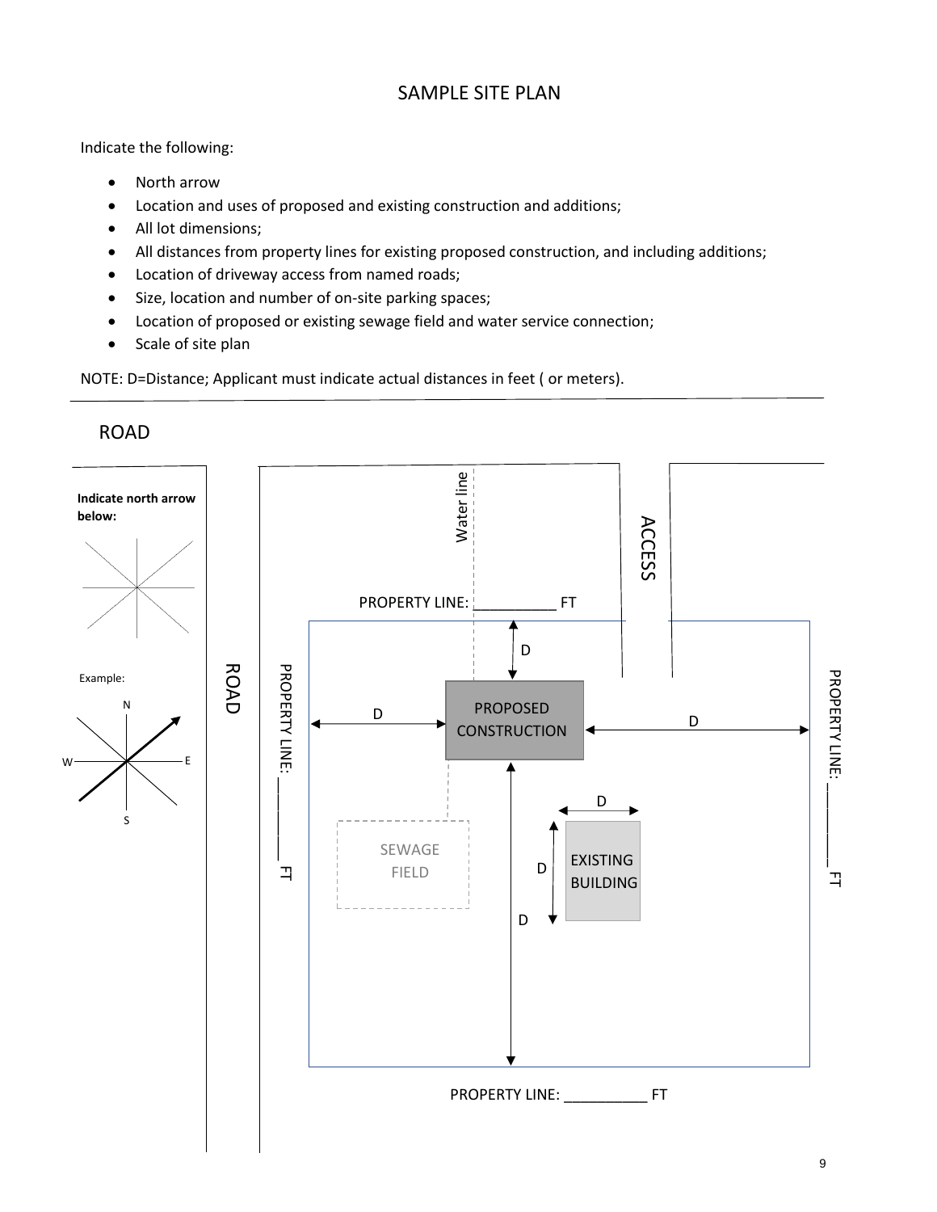# SAMPLE SITE PLAN

Indicate the following:

- North arrow
- Location and uses of proposed and existing construction and additions;
- All lot dimensions;
- All distances from property lines for existing proposed construction, and including additions;
- Location of driveway access from named roads;
- Size, location and number of on-site parking spaces;
- Location of proposed or existing sewage field and water service connection;
- Scale of site plan

NOTE: D=Distance; Applicant must indicate actual distances in feet ( or meters).

ROAD

**Indicate north arrow below:**

Example:

N

W

E

S

Water line

ACCESS

PROPERTY LINE: __________ FT

D

ROAD

PROPERTY LINE: __________ FT

D

PROPOSED CONSTRUCTION

D

PROPERTY LINE: __________ FT

D

SEWAGE FIELD

D

EXISTING BUILDING

D

PROPERTY LINE: __________ FT